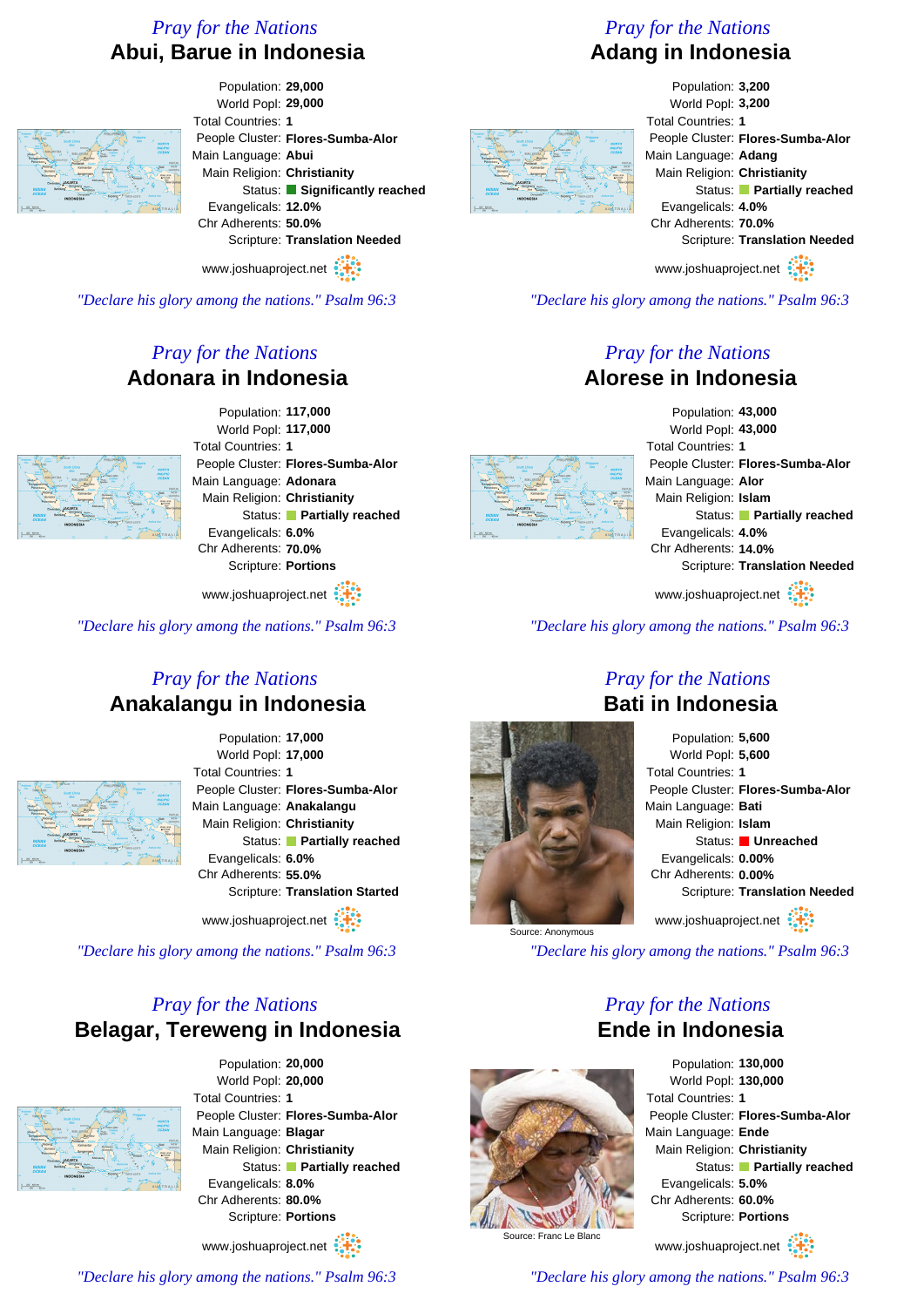*Pray for the Nations*

## Abui, Barue in Indonesia

Population: **29,000**
World Popl: **29,000**
Total Countries: **1**
People Cluster: **Flores-Sumba-Alor**
Main Language: **Abui**
Main Religion: **Christianity**
Status: **Significantly reached**
Evangelicals: **12.0%**
Chr Adherents: **50.0%**
Scripture: **Translation Needed**

www.joshuaproject.net

*"Declare his glory among the nations." Psalm 96:3*

*Pray for the Nations*

## Adang in Indonesia

Population: **3,200**
World Popl: **3,200**
Total Countries: **1**
People Cluster: **Flores-Sumba-Alor**
Main Language: **Adang**
Main Religion: **Christianity**
Status: **Partially reached**
Evangelicals: **4.0%**
Chr Adherents: **70.0%**
Scripture: **Translation Needed**

www.joshuaproject.net

*"Declare his glory among the nations." Psalm 96:3*

*Pray for the Nations*

## Adonara in Indonesia

Population: **117,000**
World Popl: **117,000**
Total Countries: **1**
People Cluster: **Flores-Sumba-Alor**
Main Language: **Adonara**
Main Religion: **Christianity**
Status: **Partially reached**
Evangelicals: **6.0%**
Chr Adherents: **70.0%**
Scripture: **Portions**

www.joshuaproject.net

*"Declare his glory among the nations." Psalm 96:3*

*Pray for the Nations*

## Alorese in Indonesia

Population: **43,000**
World Popl: **43,000**
Total Countries: **1**
People Cluster: **Flores-Sumba-Alor**
Main Language: **Alor**
Main Religion: **Islam**
Status: **Partially reached**
Evangelicals: **4.0%**
Chr Adherents: **14.0%**
Scripture: **Translation Needed**

www.joshuaproject.net

*"Declare his glory among the nations." Psalm 96:3*

*Pray for the Nations*

## Anakalangu in Indonesia

Population: **17,000**
World Popl: **17,000**
Total Countries: **1**
People Cluster: **Flores-Sumba-Alor**
Main Language: **Anakalangu**
Main Religion: **Christianity**
Status: **Partially reached**
Evangelicals: **6.0%**
Chr Adherents: **55.0%**
Scripture: **Translation Started**

www.joshuaproject.net

*"Declare his glory among the nations." Psalm 96:3*

*Pray for the Nations*

## Bati in Indonesia

Source: Anonymous

Population: **5,600**
World Popl: **5,600**
Total Countries: **1**
People Cluster: **Flores-Sumba-Alor**
Main Language: **Bati**
Main Religion: **Islam**
Status: **Unreached**
Evangelicals: **0.00%**
Chr Adherents: **0.00%**
Scripture: **Translation Needed**

www.joshuaproject.net

*"Declare his glory among the nations." Psalm 96:3*

*Pray for the Nations*

## Belagar, Tereweng in Indonesia

Population: **20,000**
World Popl: **20,000**
Total Countries: **1**
People Cluster: **Flores-Sumba-Alor**
Main Language: **Blagar**
Main Religion: **Christianity**
Status: **Partially reached**
Evangelicals: **8.0%**
Chr Adherents: **80.0%**
Scripture: **Portions**

www.joshuaproject.net

*"Declare his glory among the nations." Psalm 96:3*

*Pray for the Nations*

## Ende in Indonesia

Source: Franc Le Blanc

Population: **130,000**
World Popl: **130,000**
Total Countries: **1**
People Cluster: **Flores-Sumba-Alor**
Main Language: **Ende**
Main Religion: **Christianity**
Status: **Partially reached**
Evangelicals: **5.0%**
Chr Adherents: **60.0%**
Scripture: **Portions**

www.joshuaproject.net

*"Declare his glory among the nations." Psalm 96:3*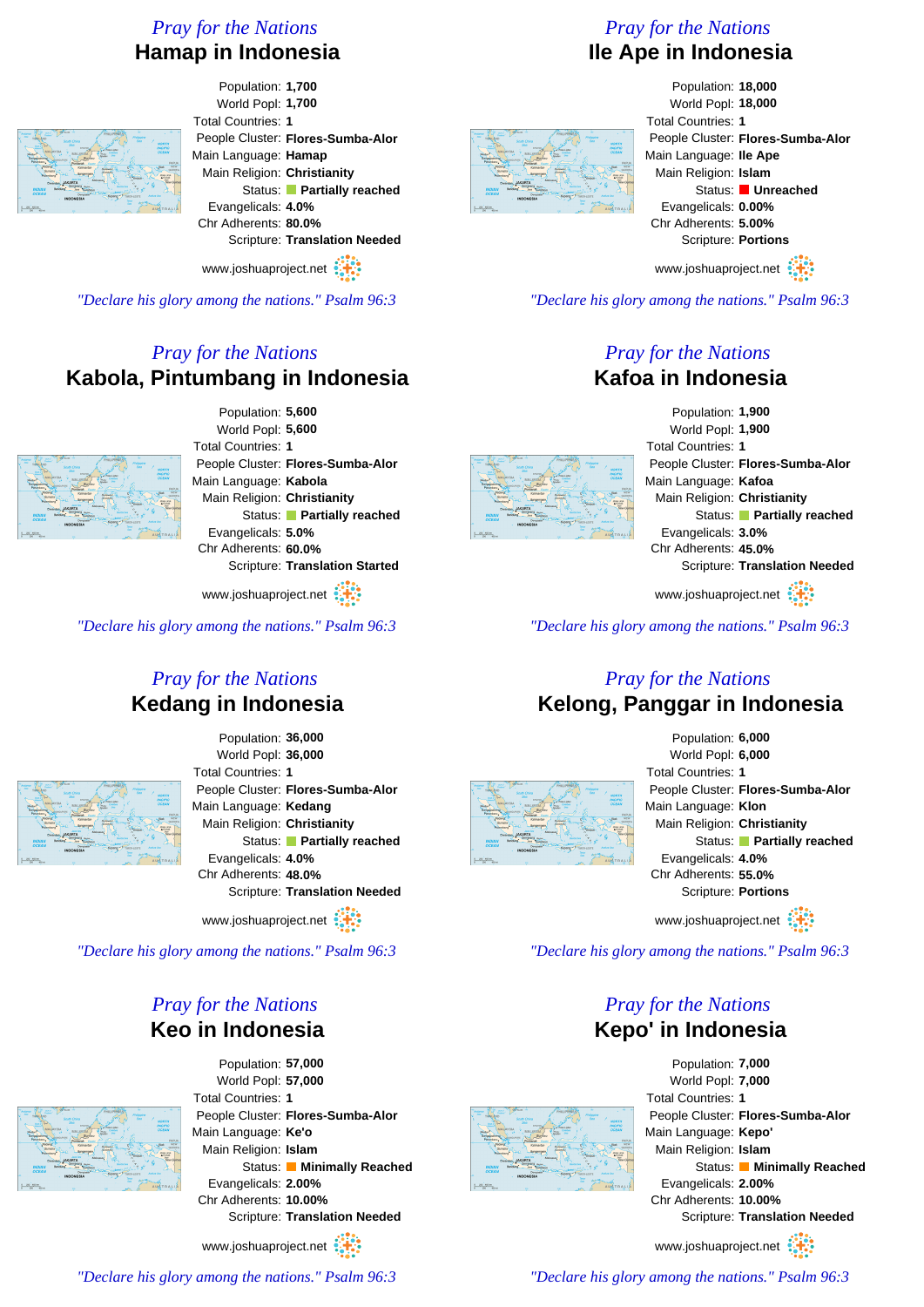*Pray for the Nations*

## Hamap in Indonesia

Population: **1,700**
World Popl: **1,700**
Total Countries: **1**
People Cluster: **Flores-Sumba-Alor**
Main Language: **Hamap**
Main Religion: **Christianity**
Status: **Partially reached**
Evangelicals: **4.0%**
Chr Adherents: **80.0%**
Scripture: **Translation Needed**

www.joshuaproject.net

*"Declare his glory among the nations." Psalm 96:3*

*Pray for the Nations*

## Ile Ape in Indonesia

Population: **18,000**
World Popl: **18,000**
Total Countries: **1**
People Cluster: **Flores-Sumba-Alor**
Main Language: **Ile Ape**
Main Religion: **Islam**
Status: **Unreached**
Evangelicals: **0.00%**
Chr Adherents: **5.00%**
Scripture: **Portions**

www.joshuaproject.net

*"Declare his glory among the nations." Psalm 96:3*

*Pray for the Nations*

## Kabola, Pintumbang in Indonesia

Population: **5,600**
World Popl: **5,600**
Total Countries: **1**
People Cluster: **Flores-Sumba-Alor**
Main Language: **Kabola**
Main Religion: **Christianity**
Status: **Partially reached**
Evangelicals: **5.0%**
Chr Adherents: **60.0%**
Scripture: **Translation Started**

www.joshuaproject.net

*"Declare his glory among the nations." Psalm 96:3*

*Pray for the Nations*

## Kafoa in Indonesia

Population: **1,900**
World Popl: **1,900**
Total Countries: **1**
People Cluster: **Flores-Sumba-Alor**
Main Language: **Kafoa**
Main Religion: **Christianity**
Status: **Partially reached**
Evangelicals: **3.0%**
Chr Adherents: **45.0%**
Scripture: **Translation Needed**

www.joshuaproject.net

*"Declare his glory among the nations." Psalm 96:3*

*Pray for the Nations*

## Kedang in Indonesia

Population: **36,000**
World Popl: **36,000**
Total Countries: **1**
People Cluster: **Flores-Sumba-Alor**
Main Language: **Kedang**
Main Religion: **Christianity**
Status: **Partially reached**
Evangelicals: **4.0%**
Chr Adherents: **48.0%**
Scripture: **Translation Needed**

www.joshuaproject.net

*"Declare his glory among the nations." Psalm 96:3*

*Pray for the Nations*

## Kelong, Panggar in Indonesia

Population: **6,000**
World Popl: **6,000**
Total Countries: **1**
People Cluster: **Flores-Sumba-Alor**
Main Language: **Klon**
Main Religion: **Christianity**
Status: **Partially reached**
Evangelicals: **4.0%**
Chr Adherents: **55.0%**
Scripture: **Portions**

www.joshuaproject.net

*"Declare his glory among the nations." Psalm 96:3*

*Pray for the Nations*

## Keo in Indonesia

Population: **57,000**
World Popl: **57,000**
Total Countries: **1**
People Cluster: **Flores-Sumba-Alor**
Main Language: **Ke'o**
Main Religion: **Islam**
Status: **Minimally Reached**
Evangelicals: **2.00%**
Chr Adherents: **10.00%**
Scripture: **Translation Needed**

www.joshuaproject.net

*"Declare his glory among the nations." Psalm 96:3*

*Pray for the Nations*

## Kepo' in Indonesia

Population: **7,000**
World Popl: **7,000**
Total Countries: **1**
People Cluster: **Flores-Sumba-Alor**
Main Language: **Kepo'**
Main Religion: **Islam**
Status: **Minimally Reached**
Evangelicals: **2.00%**
Chr Adherents: **10.00%**
Scripture: **Translation Needed**

www.joshuaproject.net

*"Declare his glory among the nations." Psalm 96:3*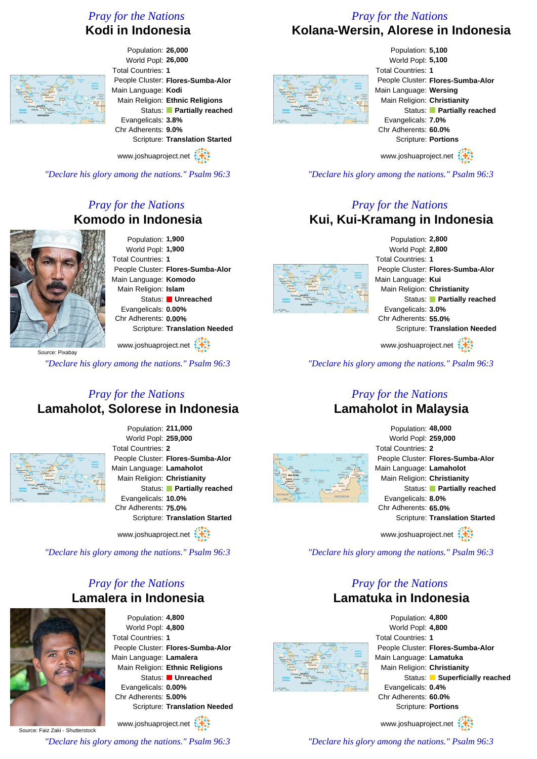*Pray for the Nations*

## Kodi in Indonesia

Population: **26,000**
World Popl: **26,000**
Total Countries: **1**
People Cluster: **Flores-Sumba-Alor**
Main Language: **Kodi**
Main Religion: **Ethnic Religions**
Status: **Partially reached**
Evangelicals: **3.8%**
Chr Adherents: **9.0%**
Scripture: **Translation Started**

www.joshuaproject.net

*"Declare his glory among the nations." Psalm 96:3*

*Pray for the Nations*

## Kolana-Wersin, Alorese in Indonesia

Population: **5,100**
World Popl: **5,100**
Total Countries: **1**
People Cluster: **Flores-Sumba-Alor**
Main Language: **Wersing**
Main Religion: **Christianity**
Status: **Partially reached**
Evangelicals: **7.0%**
Chr Adherents: **60.0%**
Scripture: **Portions**

www.joshuaproject.net

*"Declare his glory among the nations." Psalm 96:3*

*Pray for the Nations*

## Komodo in Indonesia

Source: Pixabay

Population: **1,900**
World Popl: **1,900**
Total Countries: **1**
People Cluster: **Flores-Sumba-Alor**
Main Language: **Komodo**
Main Religion: **Islam**
Status: **Unreached**
Evangelicals: **0.00%**
Chr Adherents: **0.00%**
Scripture: **Translation Needed**

www.joshuaproject.net

*"Declare his glory among the nations." Psalm 96:3*

*Pray for the Nations*

## Kui, Kui-Kramang in Indonesia

Population: **2,800**
World Popl: **2,800**
Total Countries: **1**
People Cluster: **Flores-Sumba-Alor**
Main Language: **Kui**
Main Religion: **Christianity**
Status: **Partially reached**
Evangelicals: **3.0%**
Chr Adherents: **55.0%**
Scripture: **Translation Needed**

www.joshuaproject.net

*"Declare his glory among the nations." Psalm 96:3*

*Pray for the Nations*

## Lamaholot, Solorese in Indonesia

Population: **211,000**
World Popl: **259,000**
Total Countries: **2**
People Cluster: **Flores-Sumba-Alor**
Main Language: **Lamaholot**
Main Religion: **Christianity**
Status: **Partially reached**
Evangelicals: **10.0%**
Chr Adherents: **75.0%**
Scripture: **Translation Started**

www.joshuaproject.net

*"Declare his glory among the nations." Psalm 96:3*

*Pray for the Nations*

## Lamaholot in Malaysia

Population: **48,000**
World Popl: **259,000**
Total Countries: **2**
People Cluster: **Flores-Sumba-Alor**
Main Language: **Lamaholot**
Main Religion: **Christianity**
Status: **Partially reached**
Evangelicals: **8.0%**
Chr Adherents: **65.0%**
Scripture: **Translation Started**

www.joshuaproject.net

*"Declare his glory among the nations." Psalm 96:3*

*Pray for the Nations*

## Lamalera in Indonesia

Source: Faiz Zaki - Shutterstock

Population: **4,800**
World Popl: **4,800**
Total Countries: **1**
People Cluster: **Flores-Sumba-Alor**
Main Language: **Lamalera**
Main Religion: **Ethnic Religions**
Status: **Unreached**
Evangelicals: **0.00%**
Chr Adherents: **5.00%**
Scripture: **Translation Needed**

www.joshuaproject.net

*"Declare his glory among the nations." Psalm 96:3*

*Pray for the Nations*

## Lamatuka in Indonesia

Population: **4,800**
World Popl: **4,800**
Total Countries: **1**
People Cluster: **Flores-Sumba-Alor**
Main Language: **Lamatuka**
Main Religion: **Christianity**
Status: **Superficially reached**
Evangelicals: **0.4%**
Chr Adherents: **60.0%**
Scripture: **Portions**

www.joshuaproject.net

*"Declare his glory among the nations." Psalm 96:3*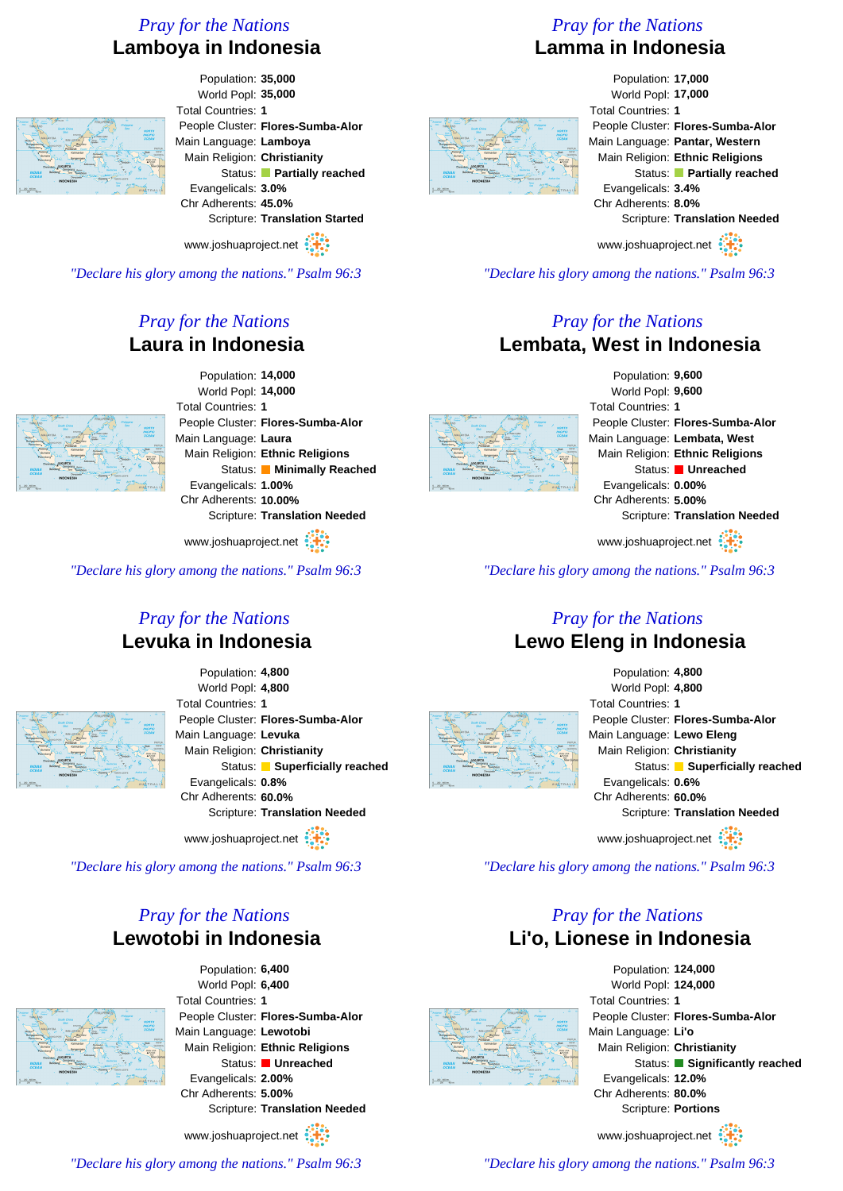*Pray for the Nations*

## Lamboya in Indonesia

Population: **35,000**
World Popl: **35,000**
Total Countries: **1**
People Cluster: **Flores-Sumba-Alor**
Main Language: **Lamboya**
Main Religion: **Christianity**
Status: **Partially reached**
Evangelicals: **3.0%**
Chr Adherents: **45.0%**
Scripture: **Translation Started**

www.joshuaproject.net

*"Declare his glory among the nations." Psalm 96:3*

*Pray for the Nations*

## Lamma in Indonesia

Population: **17,000**
World Popl: **17,000**
Total Countries: **1**
People Cluster: **Flores-Sumba-Alor**
Main Language: **Pantar, Western**
Main Religion: **Ethnic Religions**
Status: **Partially reached**
Evangelicals: **3.4%**
Chr Adherents: **8.0%**
Scripture: **Translation Needed**

www.joshuaproject.net

*"Declare his glory among the nations." Psalm 96:3*

*Pray for the Nations*

## Laura in Indonesia

Population: **14,000**
World Popl: **14,000**
Total Countries: **1**
People Cluster: **Flores-Sumba-Alor**
Main Language: **Laura**
Main Religion: **Ethnic Religions**
Status: **Minimally Reached**
Evangelicals: **1.00%**
Chr Adherents: **10.00%**
Scripture: **Translation Needed**

www.joshuaproject.net

*"Declare his glory among the nations." Psalm 96:3*

*Pray for the Nations*

## Lembata, West in Indonesia

Population: **9,600**
World Popl: **9,600**
Total Countries: **1**
People Cluster: **Flores-Sumba-Alor**
Main Language: **Lembata, West**
Main Religion: **Ethnic Religions**
Status: **Unreached**
Evangelicals: **0.00%**
Chr Adherents: **5.00%**
Scripture: **Translation Needed**

www.joshuaproject.net

*"Declare his glory among the nations." Psalm 96:3*

*Pray for the Nations*

## Levuka in Indonesia

Population: **4,800**
World Popl: **4,800**
Total Countries: **1**
People Cluster: **Flores-Sumba-Alor**
Main Language: **Levuka**
Main Religion: **Christianity**
Status: **Superficially reached**
Evangelicals: **0.8%**
Chr Adherents: **60.0%**
Scripture: **Translation Needed**

www.joshuaproject.net

*"Declare his glory among the nations." Psalm 96:3*

*Pray for the Nations*

## Lewo Eleng in Indonesia

Population: **4,800**
World Popl: **4,800**
Total Countries: **1**
People Cluster: **Flores-Sumba-Alor**
Main Language: **Lewo Eleng**
Main Religion: **Christianity**
Status: **Superficially reached**
Evangelicals: **0.6%**
Chr Adherents: **60.0%**
Scripture: **Translation Needed**

www.joshuaproject.net

*"Declare his glory among the nations." Psalm 96:3*

*Pray for the Nations*

## Lewotobi in Indonesia

Population: **6,400**
World Popl: **6,400**
Total Countries: **1**
People Cluster: **Flores-Sumba-Alor**
Main Language: **Lewotobi**
Main Religion: **Ethnic Religions**
Status: **Unreached**
Evangelicals: **2.00%**
Chr Adherents: **5.00%**
Scripture: **Translation Needed**

www.joshuaproject.net

*"Declare his glory among the nations." Psalm 96:3*

*Pray for the Nations*

## Li'o, Lionese in Indonesia

Population: **124,000**
World Popl: **124,000**
Total Countries: **1**
People Cluster: **Flores-Sumba-Alor**
Main Language: **Li'o**
Main Religion: **Christianity**
Status: **Significantly reached**
Evangelicals: **12.0%**
Chr Adherents: **80.0%**
Scripture: **Portions**

www.joshuaproject.net

*"Declare his glory among the nations." Psalm 96:3*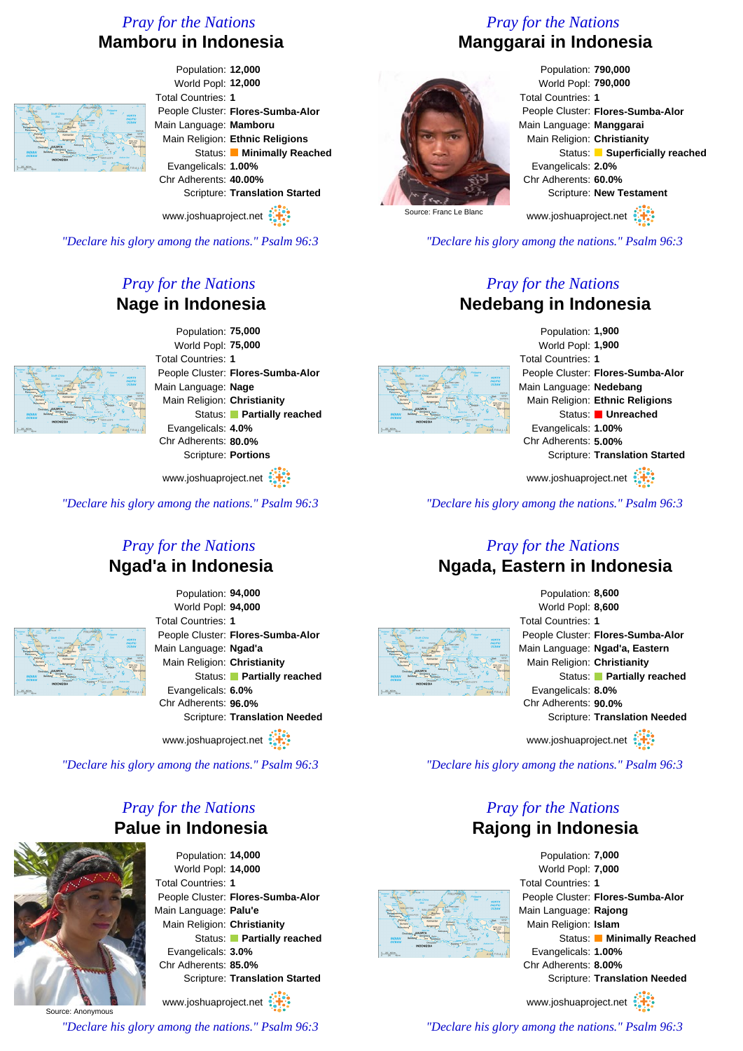## Pray for the Nations

# Mamboru in Indonesia

Population: **12,000**
World Popl: **12,000**
Total Countries: **1**
People Cluster: **Flores-Sumba-Alor**
Main Language: **Mamboru**
Main Religion: **Ethnic Religions**
Status: **Minimally Reached**
Evangelicals: **1.00%**
Chr Adherents: **40.00%**
Scripture: **Translation Started**

www.joshuaproject.net

*"Declare his glory among the nations." Psalm 96:3*

## Pray for the Nations

# Manggarai in Indonesia

Source: Franc Le Blanc

Population: **790,000**
World Popl: **790,000**
Total Countries: **1**
People Cluster: **Flores-Sumba-Alor**
Main Language: **Manggarai**
Main Religion: **Christianity**
Status: **Superficially reached**
Evangelicals: **2.0%**
Chr Adherents: **60.0%**
Scripture: **New Testament**

www.joshuaproject.net

*"Declare his glory among the nations." Psalm 96:3*

## Pray for the Nations

# Nage in Indonesia

Population: **75,000**
World Popl: **75,000**
Total Countries: **1**
People Cluster: **Flores-Sumba-Alor**
Main Language: **Nage**
Main Religion: **Christianity**
Status: **Partially reached**
Evangelicals: **4.0%**
Chr Adherents: **80.0%**
Scripture: **Portions**

www.joshuaproject.net

*"Declare his glory among the nations." Psalm 96:3*

## Pray for the Nations

# Nedebang in Indonesia

Population: **1,900**
World Popl: **1,900**
Total Countries: **1**
People Cluster: **Flores-Sumba-Alor**
Main Language: **Nedebang**
Main Religion: **Ethnic Religions**
Status: **Unreached**
Evangelicals: **1.00%**
Chr Adherents: **5.00%**
Scripture: **Translation Started**

www.joshuaproject.net

*"Declare his glory among the nations." Psalm 96:3*

## Pray for the Nations

# Ngad'a in Indonesia

Population: **94,000**
World Popl: **94,000**
Total Countries: **1**
People Cluster: **Flores-Sumba-Alor**
Main Language: **Ngad'a**
Main Religion: **Christianity**
Status: **Partially reached**
Evangelicals: **6.0%**
Chr Adherents: **96.0%**
Scripture: **Translation Needed**

www.joshuaproject.net

*"Declare his glory among the nations." Psalm 96:3*

## Pray for the Nations

# Ngada, Eastern in Indonesia

Population: **8,600**
World Popl: **8,600**
Total Countries: **1**
People Cluster: **Flores-Sumba-Alor**
Main Language: **Ngad'a, Eastern**
Main Religion: **Christianity**
Status: **Partially reached**
Evangelicals: **8.0%**
Chr Adherents: **90.0%**
Scripture: **Translation Needed**

www.joshuaproject.net

*"Declare his glory among the nations." Psalm 96:3*

## Pray for the Nations

# Palue in Indonesia

Source: Anonymous

Population: **14,000**
World Popl: **14,000**
Total Countries: **1**
People Cluster: **Flores-Sumba-Alor**
Main Language: **Palu'e**
Main Religion: **Christianity**
Status: **Partially reached**
Evangelicals: **3.0%**
Chr Adherents: **85.0%**
Scripture: **Translation Started**

www.joshuaproject.net

*"Declare his glory among the nations." Psalm 96:3*

## Pray for the Nations

# Rajong in Indonesia

Population: **7,000**
World Popl: **7,000**
Total Countries: **1**
People Cluster: **Flores-Sumba-Alor**
Main Language: **Rajong**
Main Religion: **Islam**
Status: **Minimally Reached**
Evangelicals: **1.00%**
Chr Adherents: **8.00%**
Scripture: **Translation Needed**

www.joshuaproject.net

*"Declare his glory among the nations." Psalm 96:3*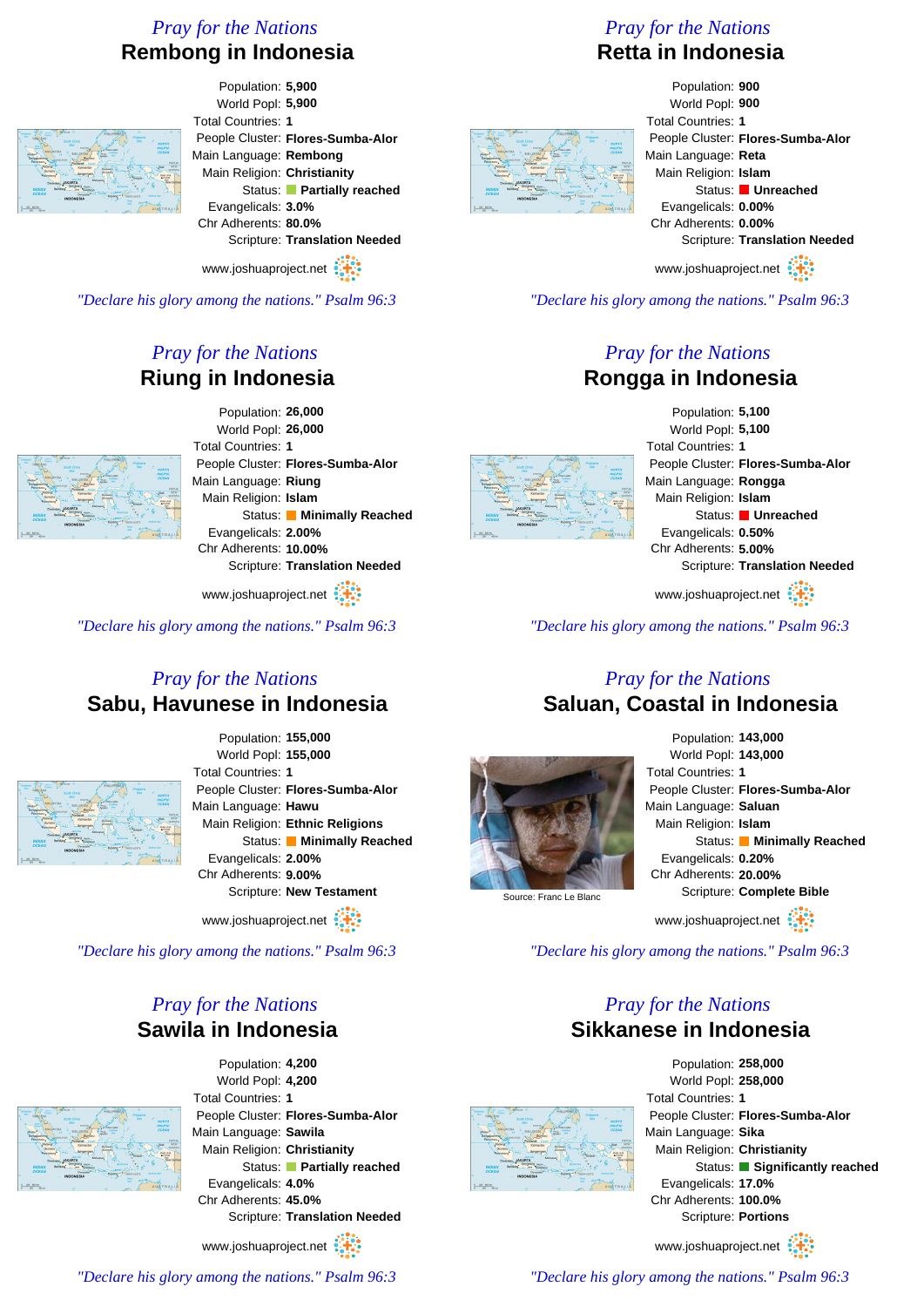*Pray for the Nations*

## Rembong in Indonesia

Population: **5,900**
World Popl: **5,900**
Total Countries: **1**
People Cluster: **Flores-Sumba-Alor**
Main Language: **Rembong**
Main Religion: **Christianity**
Status: **Partially reached**
Evangelicals: **3.0%**
Chr Adherents: **80.0%**
Scripture: **Translation Needed**

www.joshuaproject.net

*"Declare his glory among the nations." Psalm 96:3*

*Pray for the Nations*

## Retta in Indonesia

Population: **900**
World Popl: **900**
Total Countries: **1**
People Cluster: **Flores-Sumba-Alor**
Main Language: **Reta**
Main Religion: **Islam**
Status: **Unreached**
Evangelicals: **0.00%**
Chr Adherents: **0.00%**
Scripture: **Translation Needed**

www.joshuaproject.net

*"Declare his glory among the nations." Psalm 96:3*

*Pray for the Nations*

## Riung in Indonesia

Population: **26,000**
World Popl: **26,000**
Total Countries: **1**
People Cluster: **Flores-Sumba-Alor**
Main Language: **Riung**
Main Religion: **Islam**
Status: **Minimally Reached**
Evangelicals: **2.00%**
Chr Adherents: **10.00%**
Scripture: **Translation Needed**

www.joshuaproject.net

*"Declare his glory among the nations." Psalm 96:3*

*Pray for the Nations*

## Rongga in Indonesia

Population: **5,100**
World Popl: **5,100**
Total Countries: **1**
People Cluster: **Flores-Sumba-Alor**
Main Language: **Rongga**
Main Religion: **Islam**
Status: **Unreached**
Evangelicals: **0.50%**
Chr Adherents: **5.00%**
Scripture: **Translation Needed**

www.joshuaproject.net

*"Declare his glory among the nations." Psalm 96:3*

*Pray for the Nations*

## Sabu, Havunese in Indonesia

Population: **155,000**
World Popl: **155,000**
Total Countries: **1**
People Cluster: **Flores-Sumba-Alor**
Main Language: **Hawu**
Main Religion: **Ethnic Religions**
Status: **Minimally Reached**
Evangelicals: **2.00%**
Chr Adherents: **9.00%**
Scripture: **New Testament**

www.joshuaproject.net

*"Declare his glory among the nations." Psalm 96:3*

*Pray for the Nations*

## Saluan, Coastal in Indonesia

Source: Franc Le Blanc

Population: **143,000**
World Popl: **143,000**
Total Countries: **1**
People Cluster: **Flores-Sumba-Alor**
Main Language: **Saluan**
Main Religion: **Islam**
Status: **Minimally Reached**
Evangelicals: **0.20%**
Chr Adherents: **20.00%**
Scripture: **Complete Bible**

www.joshuaproject.net

*"Declare his glory among the nations." Psalm 96:3*

*Pray for the Nations*

## Sawila in Indonesia

Population: **4,200**
World Popl: **4,200**
Total Countries: **1**
People Cluster: **Flores-Sumba-Alor**
Main Language: **Sawila**
Main Religion: **Christianity**
Status: **Partially reached**
Evangelicals: **4.0%**
Chr Adherents: **45.0%**
Scripture: **Translation Needed**

www.joshuaproject.net

*"Declare his glory among the nations." Psalm 96:3*

*Pray for the Nations*

## Sikkanese in Indonesia

Population: **258,000**
World Popl: **258,000**
Total Countries: **1**
People Cluster: **Flores-Sumba-Alor**
Main Language: **Sika**
Main Religion: **Christianity**
Status: **Significantly reached**
Evangelicals: **17.0%**
Chr Adherents: **100.0%**
Scripture: **Portions**

www.joshuaproject.net

*"Declare his glory among the nations." Psalm 96:3*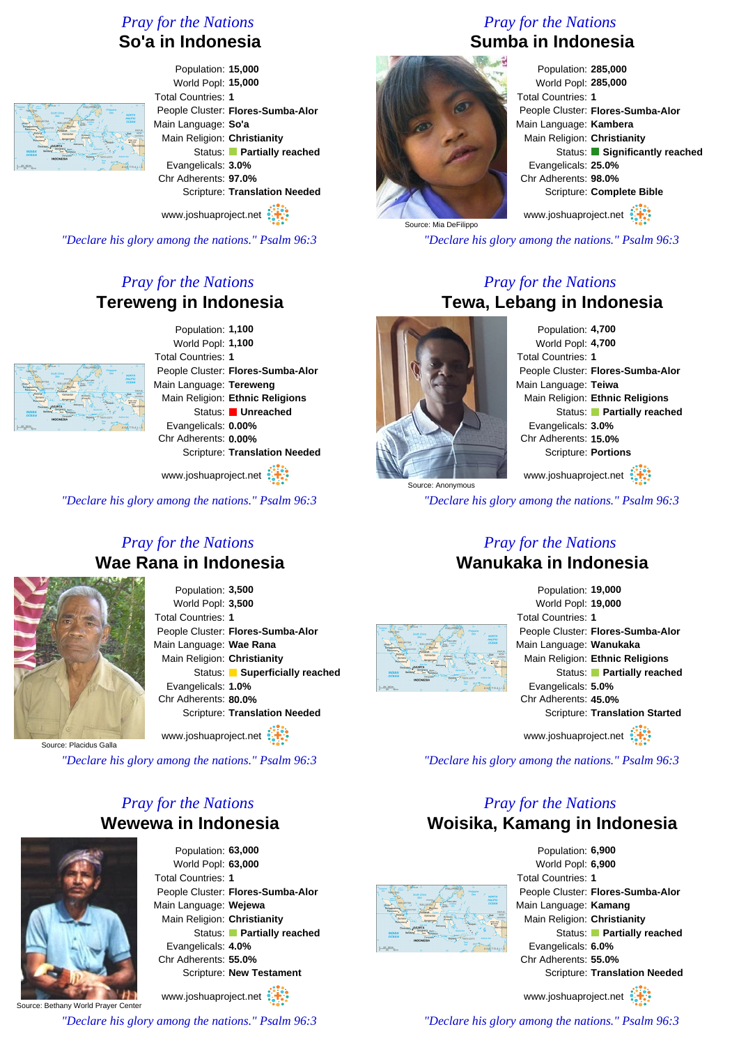## *Pray for the Nations*
## So'a in Indonesia

Population: **15,000**
World Popl: **15,000**
Total Countries: **1**
People Cluster: **Flores-Sumba-Alor**
Main Language: **So'a**
Main Religion: **Christianity**
Status: **Partially reached**
Evangelicals: **3.0%**
Chr Adherents: **97.0%**
Scripture: **Translation Needed**

www.joshuaproject.net

*"Declare his glory among the nations." Psalm 96:3*

## *Pray for the Nations*
## Sumba in Indonesia

Source: Mia DeFilippo

Population: **285,000**
World Popl: **285,000**
Total Countries: **1**
People Cluster: **Flores-Sumba-Alor**
Main Language: **Kambera**
Main Religion: **Christianity**
Status: **Significantly reached**
Evangelicals: **25.0%**
Chr Adherents: **98.0%**
Scripture: **Complete Bible**

www.joshuaproject.net

*"Declare his glory among the nations." Psalm 96:3*

## *Pray for the Nations*
## Tereweng in Indonesia

Population: **1,100**
World Popl: **1,100**
Total Countries: **1**
People Cluster: **Flores-Sumba-Alor**
Main Language: **Tereweng**
Main Religion: **Ethnic Religions**
Status: **Unreached**
Evangelicals: **0.00%**
Chr Adherents: **0.00%**
Scripture: **Translation Needed**

www.joshuaproject.net

*"Declare his glory among the nations." Psalm 96:3*

## *Pray for the Nations*
## Tewa, Lebang in Indonesia

Source: Anonymous

Population: **4,700**
World Popl: **4,700**
Total Countries: **1**
People Cluster: **Flores-Sumba-Alor**
Main Language: **Teiwa**
Main Religion: **Ethnic Religions**
Status: **Partially reached**
Evangelicals: **3.0%**
Chr Adherents: **15.0%**
Scripture: **Portions**

www.joshuaproject.net

*"Declare his glory among the nations." Psalm 96:3*

## *Pray for the Nations*
## Wae Rana in Indonesia

Source: Placidus Galla

Population: **3,500**
World Popl: **3,500**
Total Countries: **1**
People Cluster: **Flores-Sumba-Alor**
Main Language: **Wae Rana**
Main Religion: **Christianity**
Status: **Superficially reached**
Evangelicals: **1.0%**
Chr Adherents: **80.0%**
Scripture: **Translation Needed**

www.joshuaproject.net

*"Declare his glory among the nations." Psalm 96:3*

## *Pray for the Nations*
## Wanukaka in Indonesia

Population: **19,000**
World Popl: **19,000**
Total Countries: **1**
People Cluster: **Flores-Sumba-Alor**
Main Language: **Wanukaka**
Main Religion: **Ethnic Religions**
Status: **Partially reached**
Evangelicals: **5.0%**
Chr Adherents: **45.0%**
Scripture: **Translation Started**

www.joshuaproject.net

*"Declare his glory among the nations." Psalm 96:3*

## *Pray for the Nations*
## Wewewa in Indonesia

Source: Bethany World Prayer Center

Population: **63,000**
World Popl: **63,000**
Total Countries: **1**
People Cluster: **Flores-Sumba-Alor**
Main Language: **Wejewa**
Main Religion: **Christianity**
Status: **Partially reached**
Evangelicals: **4.0%**
Chr Adherents: **55.0%**
Scripture: **New Testament**

www.joshuaproject.net

*"Declare his glory among the nations." Psalm 96:3*

## *Pray for the Nations*
## Woisika, Kamang in Indonesia

Population: **6,900**
World Popl: **6,900**
Total Countries: **1**
People Cluster: **Flores-Sumba-Alor**
Main Language: **Kamang**
Main Religion: **Christianity**
Status: **Partially reached**
Evangelicals: **6.0%**
Chr Adherents: **55.0%**
Scripture: **Translation Needed**

www.joshuaproject.net

*"Declare his glory among the nations." Psalm 96:3*